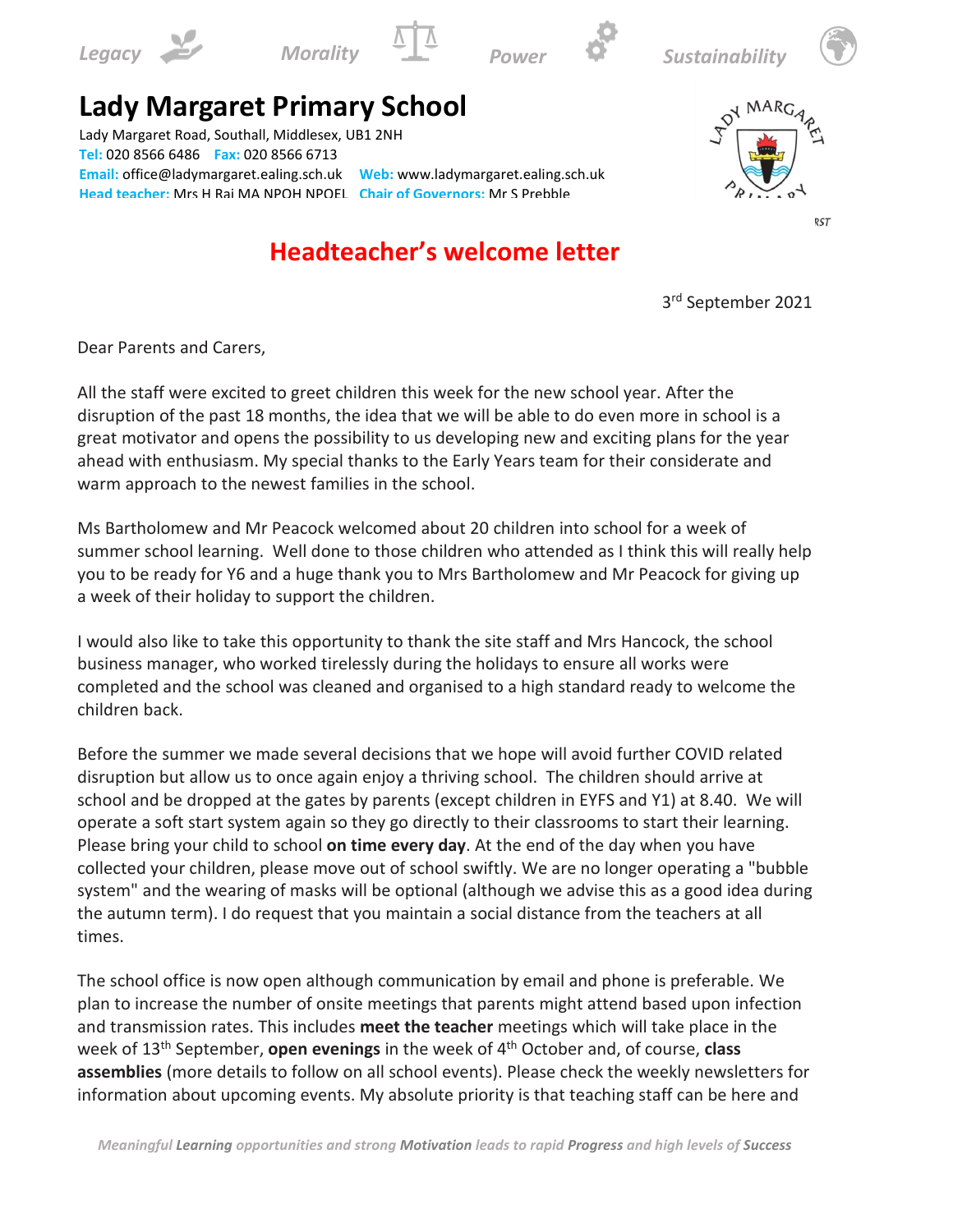Legacy Morality Power Sustainability

# Lady Margaret Primary School

Lady Margaret Road, Southall, Middlesex, UB1 2NH
**Tel:** 020 8566 6486 **Fax:** 020 8566 6713
**Email:** office@ladymargaret.ealing.sch.uk **Web:** www.ladymargaret.ealing.sch.uk
**Head teacher:** Mrs H Rai MA NPQH NPQEL **Chair of Governors:** Mr S Prebble

## Headteacher's welcome letter

3rd September 2021

Dear Parents and Carers,

All the staff were excited to greet children this week for the new school year. After the disruption of the past 18 months, the idea that we will be able to do even more in school is a great motivator and opens the possibility to us developing new and exciting plans for the year ahead with enthusiasm. My special thanks to the Early Years team for their considerate and warm approach to the newest families in the school.

Ms Bartholomew and Mr Peacock welcomed about 20 children into school for a week of summer school learning. Well done to those children who attended as I think this will really help you to be ready for Y6 and a huge thank you to Mrs Bartholomew and Mr Peacock for giving up a week of their holiday to support the children.

I would also like to take this opportunity to thank the site staff and Mrs Hancock, the school business manager, who worked tirelessly during the holidays to ensure all works were completed and the school was cleaned and organised to a high standard ready to welcome the children back.

Before the summer we made several decisions that we hope will avoid further COVID related disruption but allow us to once again enjoy a thriving school. The children should arrive at school and be dropped at the gates by parents (except children in EYFS and Y1) at 8.40. We will operate a soft start system again so they go directly to their classrooms to start their learning. Please bring your child to school **on time every day**. At the end of the day when you have collected your children, please move out of school swiftly. We are no longer operating a "bubble system" and the wearing of masks will be optional (although we advise this as a good idea during the autumn term). I do request that you maintain a social distance from the teachers at all times.

The school office is now open although communication by email and phone is preferable. We plan to increase the number of onsite meetings that parents might attend based upon infection and transmission rates. This includes **meet the teacher** meetings which will take place in the week of 13th September, **open evenings** in the week of 4th October and, of course, **class assemblies** (more details to follow on all school events). Please check the weekly newsletters for information about upcoming events. My absolute priority is that teaching staff can be here and

*Meaningful **Learning** opportunities and strong **Motivation** leads to rapid **Progress** and high levels of **Success***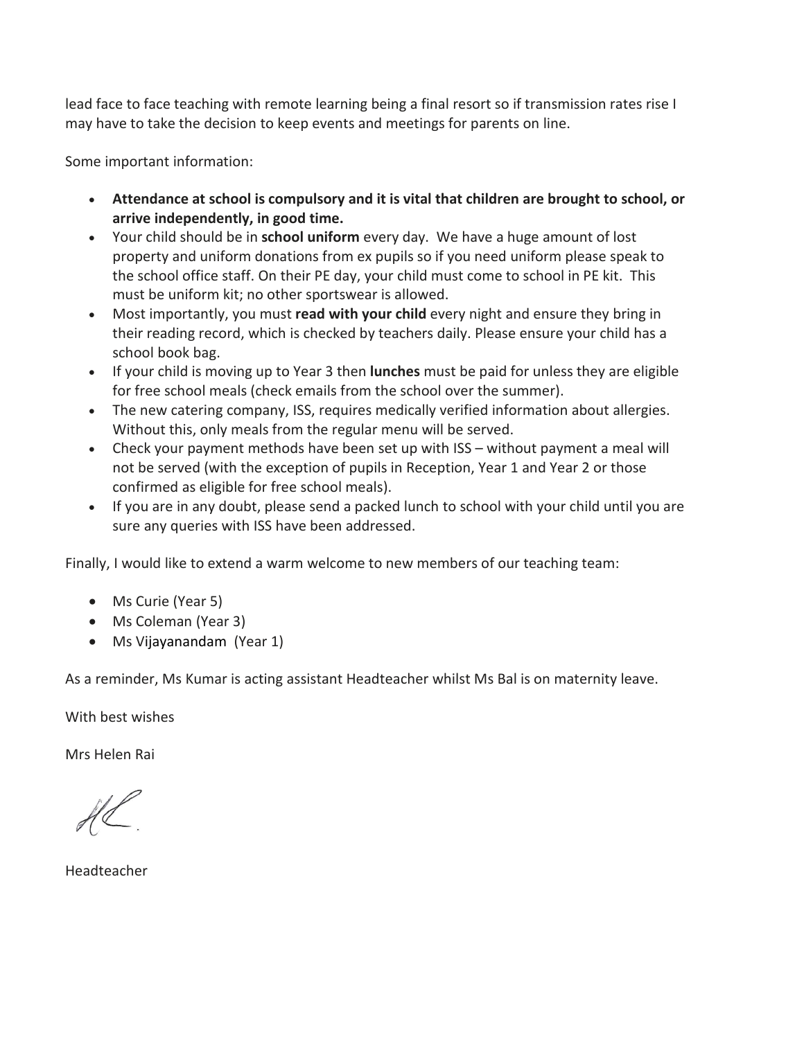lead face to face teaching with remote learning being a final resort so if transmission rates rise I may have to take the decision to keep events and meetings for parents on line.

Some important information:

- **Attendance at school is compulsory and it is vital that children are brought to school, or arrive independently, in good time.**
- Your child should be in **school uniform** every day. We have a huge amount of lost property and uniform donations from ex pupils so if you need uniform please speak to the school office staff. On their PE day, your child must come to school in PE kit. This must be uniform kit; no other sportswear is allowed.
- Most importantly, you must **read with your child** every night and ensure they bring in their reading record, which is checked by teachers daily. Please ensure your child has a school book bag.
- If your child is moving up to Year 3 then **lunches** must be paid for unless they are eligible for free school meals (check emails from the school over the summer).
- The new catering company, ISS, requires medically verified information about allergies. Without this, only meals from the regular menu will be served.
- Check your payment methods have been set up with ISS – without payment a meal will not be served (with the exception of pupils in Reception, Year 1 and Year 2 or those confirmed as eligible for free school meals).
- If you are in any doubt, please send a packed lunch to school with your child until you are sure any queries with ISS have been addressed.

Finally, I would like to extend a warm welcome to new members of our teaching team:

- Ms Curie (Year 5)
- Ms Coleman (Year 3)
- Ms Vijayanandam (Year 1)

As a reminder, Ms Kumar is acting assistant Headteacher whilst Ms Bal is on maternity leave.

With best wishes

Mrs Helen Rai

Headteacher